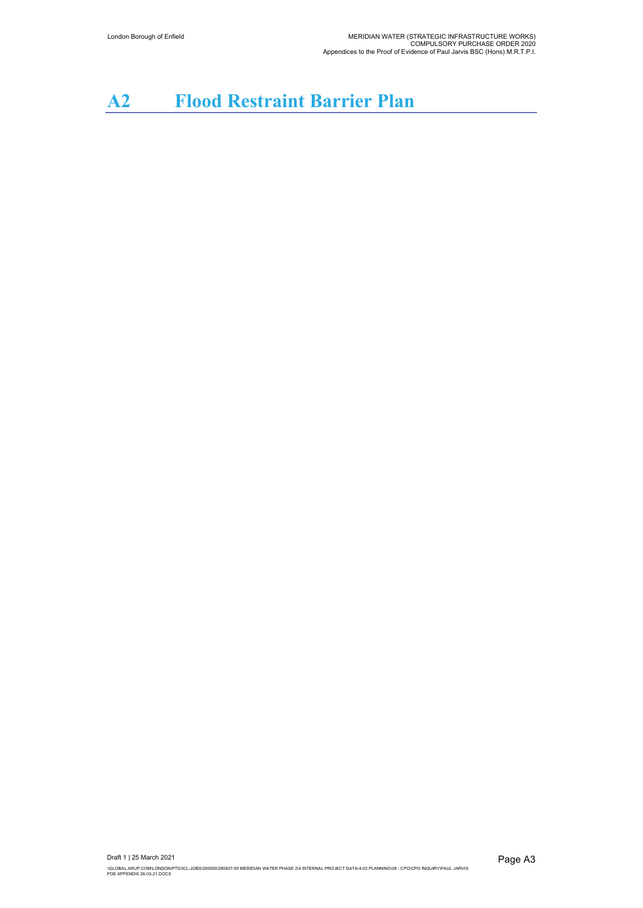# A2 Flood Restraint Barrier Plan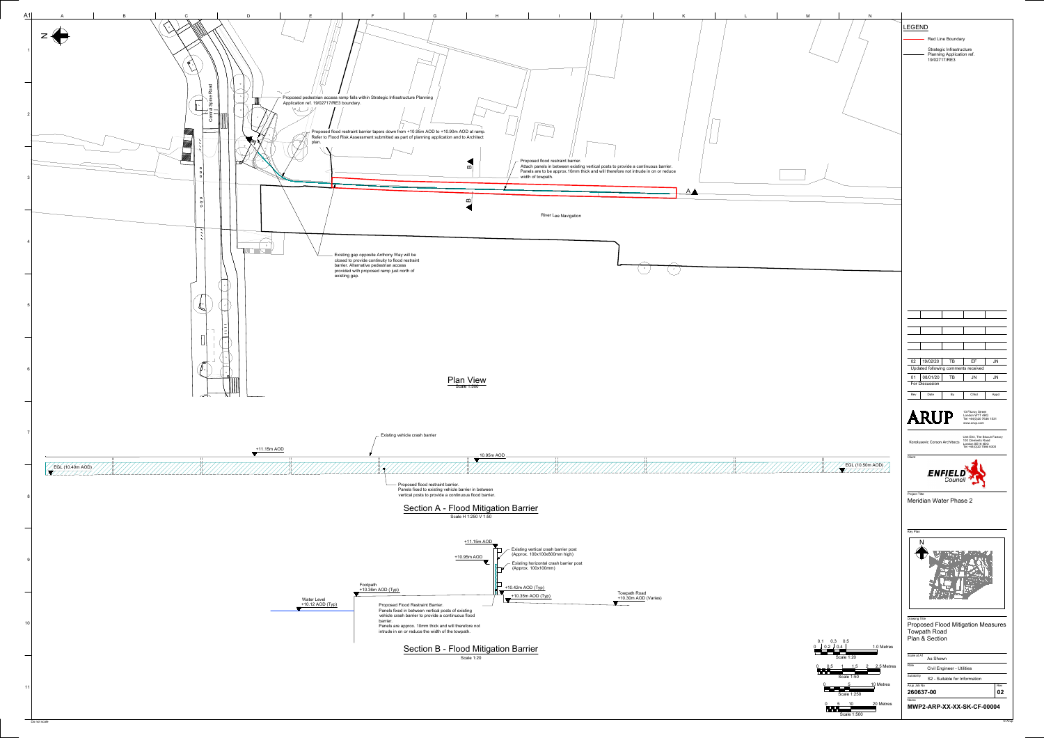## LEGEND

- Red Line Boundary
- Strategic Infrastructure Planning Application ref. 19/02717/RE3

Central Spine Road

Proposed pedestrian access ramp falls within Strategic Infrastructure Planning Application ref. 19/02717/RE3 boundary.

Proposed flood restraint barrier tapers down from +10.95m AOD to +10.90m AOD at ramp. Refer to Flood Risk Assessment submitted as part of planning application and to Architect plan.

Proposed flood restraint barrier. Attach panels in between existing vertical posts to provide a continuous barrier. Panels are to be approx.10mm thick and will therefore not intrude in on or reduce width of towpath.

River Lee Navigation

Existing gap opposite Anthony Way will be closed to provide continuity to flood restraint barrier. Alternative pedestrian access provided with proposed ramp just north of existing gap.

B B A

## Plan View

Scale 1:500

Existing vehicle crash barrier

+11.15m AOD

10.95m AOD

EGL (10.40m AOD)

EGL (10.50m AOD)

Proposed flood restraint barrier. Panels fixed to existing vehicle barrier in between vertical posts to provide a continuous flood barrier.

## Section A - Flood Mitigation Barrier

Scale H 1:250 V 1:50

+11.15m AOD

+10.95m AOD

Existing vertical crash barrier post (Approx. 100x100x800mm high)

Existing horizontal crash barrier post (Approx. 100x100mm)

Footpath +10.36m AOD (Typ)

+10.42m AOD (Typ)

+10.35m AOD (Typ)

Water Level +10.12 AOD (Typ)

Towpath Road +10.30m AOD (Varies)

Proposed Flood Restraint Barrier. Panels fixed in between vertical posts of existing vehicle crash barrier to provide a continuous flood barrier. Panels are approx. 10mm thick and will therefore not intrude in on or reduce the width of the towpath.

## Section B - Flood Mitigation Barrier

Scale 1:20

Scale 1:20: 0 0.1 0.2 0.3 0.4 0.5 1.0 Metres

Scale 1:50: 0 0.5 1 1.5 2 2.5 Metres

Scale 1:250: 0 5 10 Metres

Scale 1:500: 0 5 10 20 Metres

| Rev | Date | By | Chkd | Appd |
|---|---|---|---|---|
| 02 | 19/02/20 | TB | EF | JN |
| | Updated following comments received | | | |
| 01 | 08/01/20 | TB | JN | JN |
| | For Discussion | | | |

ARUP — 13 Fitzroy Street London W1T 4BQ Tel +44(0)20 7636 1531 www.arup.com

Karakusevic Carson Architects — Unit 503, The Biscuit Factory 100 Clements Road London SE16 4DG Tel +44(0)20 7566 6300

Client: ENFIELD Council

Project Title: Meridian Water Phase 2

Key Plan

Drawing Title: Proposed Flood Mitigation Measures Towpath Road Plan & Section

Scale at A1: As Shown

Role: Civil Engineer - Utilities

Suitability: S2 - Suitable for Information

Arup Job No: 260637-00

Rev: 02

Name: MWP2-ARP-XX-XX-SK-CF-00004

Do not scale

© Arup